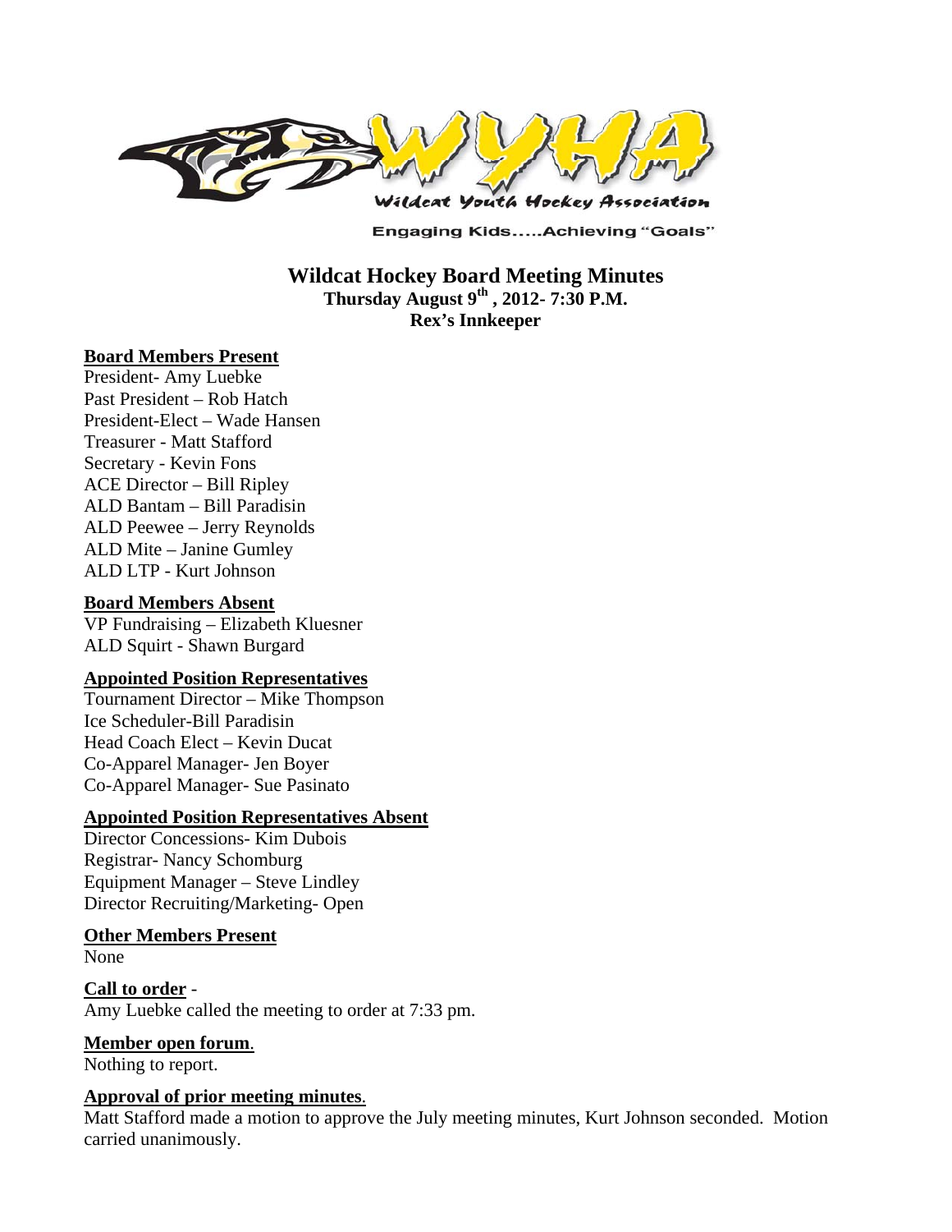WYHA

Wildcat Youth Hockey Association

Engaging Kids.....Achieving "Goals"

# Wildcat Hockey Board Meeting Minutes

**Thursday August 9th, 2012- 7:30 P.M.**
**Rex's Innkeeper**

**Board Members Present**

President- Amy Luebke
Past President – Rob Hatch
President-Elect – Wade Hansen
Treasurer - Matt Stafford
Secretary - Kevin Fons
ACE Director – Bill Ripley
ALD Bantam – Bill Paradisin
ALD Peewee – Jerry Reynolds
ALD Mite – Janine Gumley
ALD LTP - Kurt Johnson

**Board Members Absent**

VP Fundraising – Elizabeth Kluesner
ALD Squirt - Shawn Burgard

**Appointed Position Representatives**

Tournament Director – Mike Thompson
Ice Scheduler-Bill Paradisin
Head Coach Elect – Kevin Ducat
Co-Apparel Manager- Jen Boyer
Co-Apparel Manager- Sue Pasinato

**Appointed Position Representatives Absent**

Director Concessions- Kim Dubois
Registrar- Nancy Schomburg
Equipment Manager – Steve Lindley
Director Recruiting/Marketing- Open

**Other Members Present**

None

**Call to order** -
Amy Luebke called the meeting to order at 7:33 pm.

**Member open forum**.
Nothing to report.

**Approval of prior meeting minutes**.
Matt Stafford made a motion to approve the July meeting minutes, Kurt Johnson seconded. Motion carried unanimously.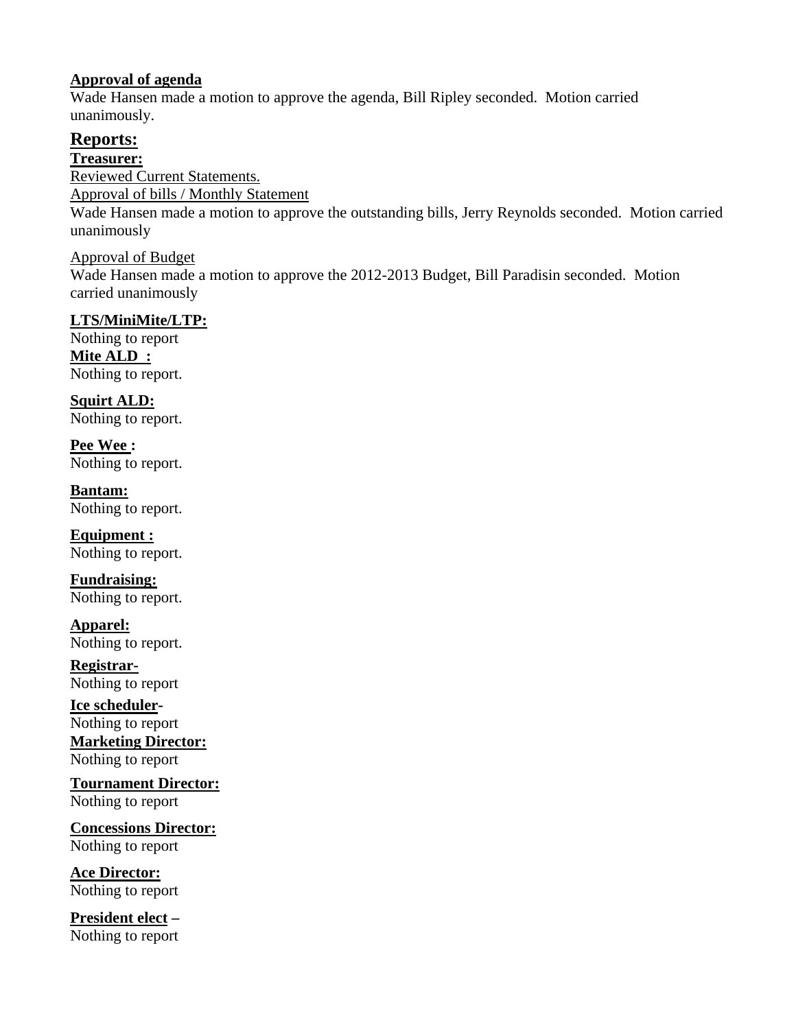**Approval of agenda**
Wade Hansen made a motion to approve the agenda, Bill Ripley seconded. Motion carried unanimously.

## Reports:

**Treasurer:**
Reviewed Current Statements.
Approval of bills / Monthly Statement
Wade Hansen made a motion to approve the outstanding bills, Jerry Reynolds seconded. Motion carried unanimously

Approval of Budget
Wade Hansen made a motion to approve the 2012-2013 Budget, Bill Paradisin seconded. Motion carried unanimously

**LTS/MiniMite/LTP:**
Nothing to report

**Mite ALD :**
Nothing to report.

**Squirt ALD:**
Nothing to report.

**Pee Wee :**
Nothing to report.

**Bantam:**
Nothing to report.

**Equipment :**
Nothing to report.

**Fundraising:**
Nothing to report.

**Apparel:**
Nothing to report.

**Registrar-**
Nothing to report

**Ice scheduler-**
Nothing to report

**Marketing Director:**
Nothing to report

**Tournament Director:**
Nothing to report

**Concessions Director:**
Nothing to report

**Ace Director:**
Nothing to report

**President elect –**
Nothing to report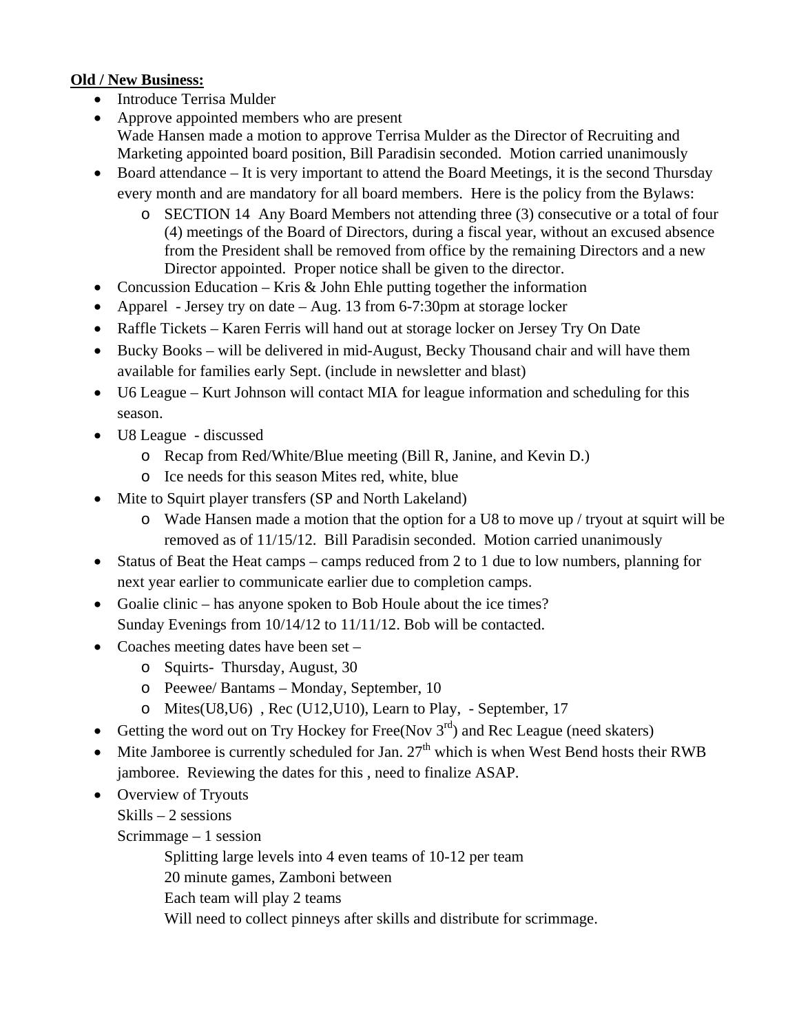**Old / New Business:**

- Introduce Terrisa Mulder
- Approve appointed members who are present
  Wade Hansen made a motion to approve Terrisa Mulder as the Director of Recruiting and Marketing appointed board position, Bill Paradisin seconded. Motion carried unanimously
- Board attendance – It is very important to attend the Board Meetings, it is the second Thursday every month and are mandatory for all board members. Here is the policy from the Bylaws:
  - SECTION 14 Any Board Members not attending three (3) consecutive or a total of four (4) meetings of the Board of Directors, during a fiscal year, without an excused absence from the President shall be removed from office by the remaining Directors and a new Director appointed. Proper notice shall be given to the director.
- Concussion Education – Kris & John Ehle putting together the information
- Apparel - Jersey try on date – Aug. 13 from 6-7:30pm at storage locker
- Raffle Tickets – Karen Ferris will hand out at storage locker on Jersey Try On Date
- Bucky Books – will be delivered in mid-August, Becky Thousand chair and will have them available for families early Sept. (include in newsletter and blast)
- U6 League – Kurt Johnson will contact MIA for league information and scheduling for this season.
- U8 League - discussed
  - Recap from Red/White/Blue meeting (Bill R, Janine, and Kevin D.)
  - Ice needs for this season Mites red, white, blue
- Mite to Squirt player transfers (SP and North Lakeland)
  - Wade Hansen made a motion that the option for a U8 to move up / tryout at squirt will be removed as of 11/15/12. Bill Paradisin seconded. Motion carried unanimously
- Status of Beat the Heat camps – camps reduced from 2 to 1 due to low numbers, planning for next year earlier to communicate earlier due to completion camps.
- Goalie clinic – has anyone spoken to Bob Houle about the ice times?
  Sunday Evenings from 10/14/12 to 11/11/12. Bob will be contacted.
- Coaches meeting dates have been set –
  - Squirts- Thursday, August, 30
  - Peewee/ Bantams – Monday, September, 10
  - Mites(U8,U6) , Rec (U12,U10), Learn to Play, - September, 17
- Getting the word out on Try Hockey for Free(Nov 3rd) and Rec League (need skaters)
- Mite Jamboree is currently scheduled for Jan. 27th which is when West Bend hosts their RWB jamboree. Reviewing the dates for this , need to finalize ASAP.
- Overview of Tryouts
  Skills – 2 sessions
  Scrimmage – 1 session
  
  Splitting large levels into 4 even teams of 10-12 per team
  20 minute games, Zamboni between
  Each team will play 2 teams
  Will need to collect pinneys after skills and distribute for scrimmage.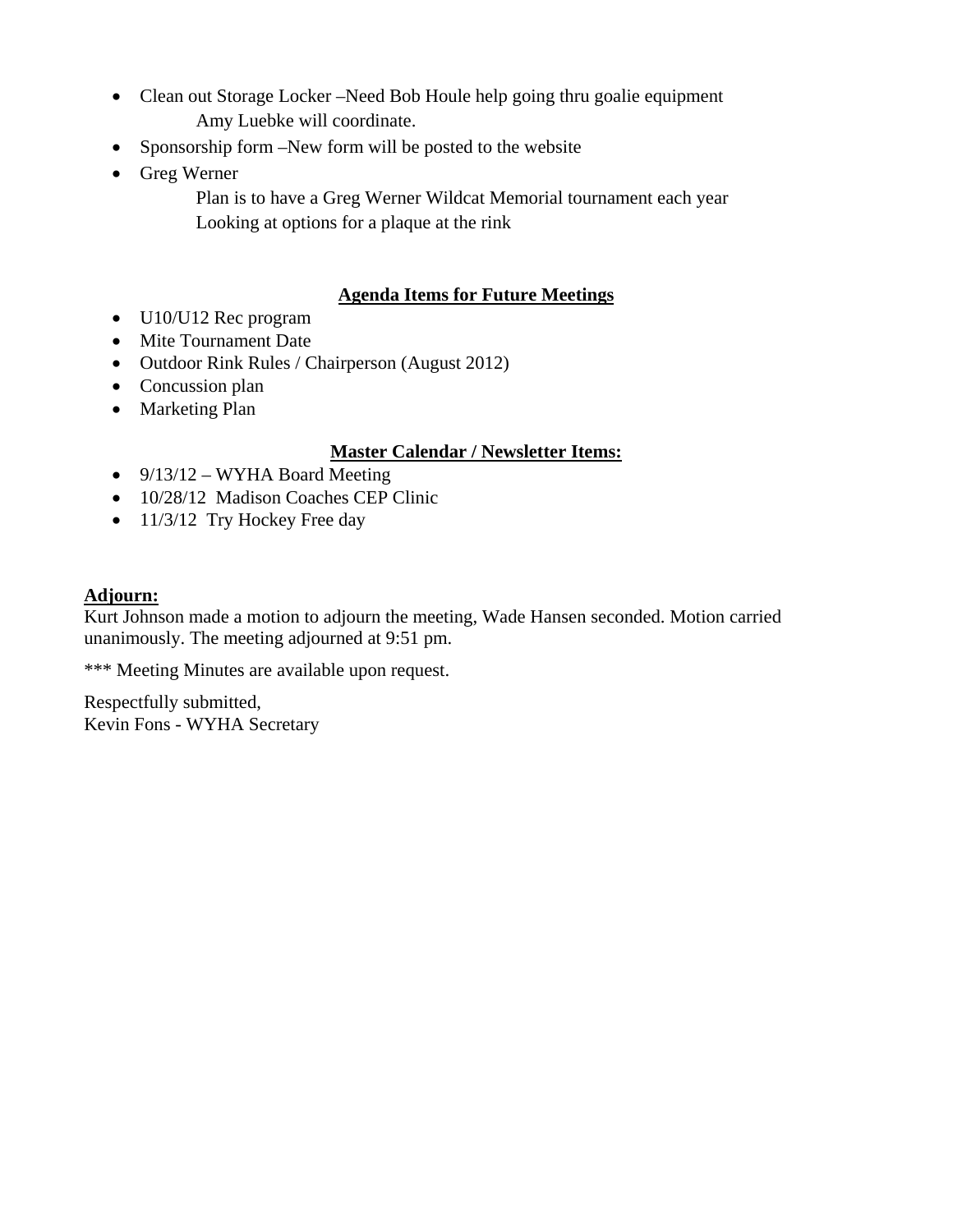- Clean out Storage Locker –Need Bob Houle help going thru goalie equipment
  Amy Luebke will coordinate.
- Sponsorship form –New form will be posted to the website
- Greg Werner
  Plan is to have a Greg Werner Wildcat Memorial tournament each year
  Looking at options for a plaque at the rink

## Agenda Items for Future Meetings

- U10/U12 Rec program
- Mite Tournament Date
- Outdoor Rink Rules / Chairperson (August 2012)
- Concussion plan
- Marketing Plan

## Master Calendar / Newsletter Items:

- 9/13/12 – WYHA Board Meeting
- 10/28/12 Madison Coaches CEP Clinic
- 11/3/12 Try Hockey Free day

**Adjourn:**

Kurt Johnson made a motion to adjourn the meeting, Wade Hansen seconded. Motion carried unanimously. The meeting adjourned at 9:51 pm.

*** Meeting Minutes are available upon request.

Respectfully submitted,
Kevin Fons - WYHA Secretary